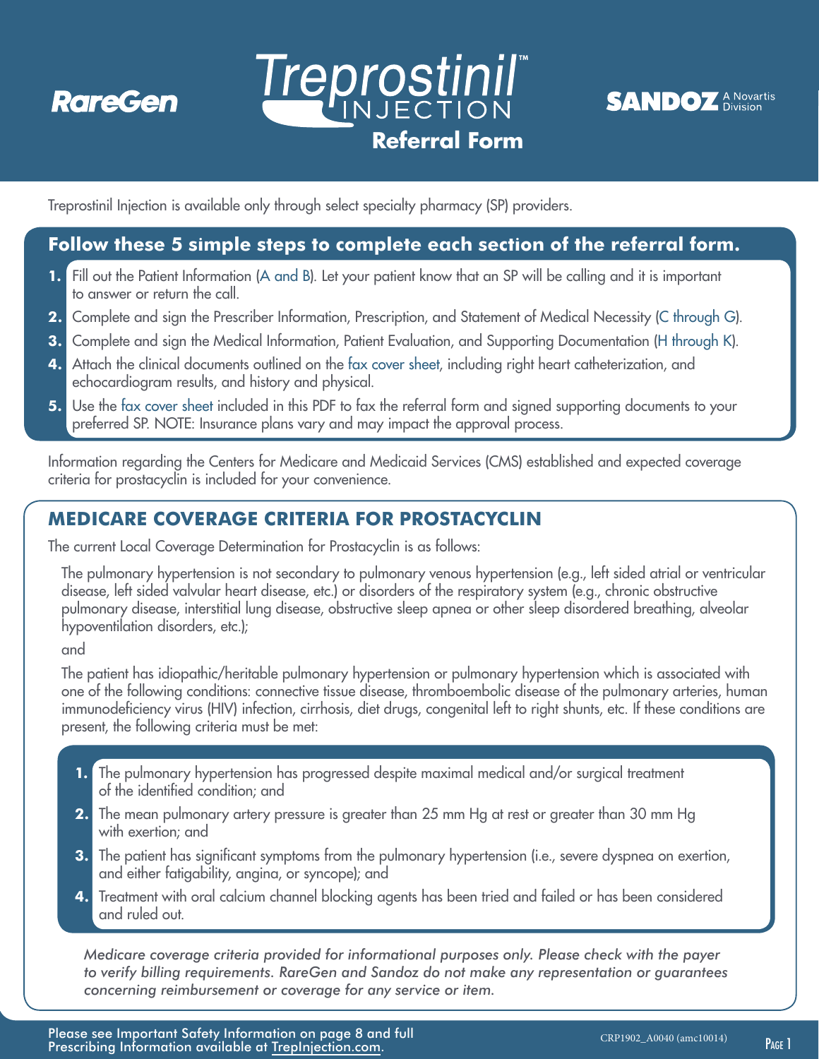RareGen

# Treprostinil™ INJECTION

## Referral Form

SANDOZ A Novartis Division

Treprostinil Injection is available only through select specialty pharmacy (SP) providers.

## Follow these 5 simple steps to complete each section of the referral form.

1. Fill out the Patient Information (A and B). Let your patient know that an SP will be calling and it is important to answer or return the call.
2. Complete and sign the Prescriber Information, Prescription, and Statement of Medical Necessity (C through G).
3. Complete and sign the Medical Information, Patient Evaluation, and Supporting Documentation (H through K).
4. Attach the clinical documents outlined on the fax cover sheet, including right heart catheterization, and echocardiogram results, and history and physical.
5. Use the fax cover sheet included in this PDF to fax the referral form and signed supporting documents to your preferred SP. NOTE: Insurance plans vary and may impact the approval process.

Information regarding the Centers for Medicare and Medicaid Services (CMS) established and expected coverage criteria for prostacyclin is included for your convenience.

## MEDICARE COVERAGE CRITERIA FOR PROSTACYCLIN

The current Local Coverage Determination for Prostacyclin is as follows:

The pulmonary hypertension is not secondary to pulmonary venous hypertension (e.g., left sided atrial or ventricular disease, left sided valvular heart disease, etc.) or disorders of the respiratory system (e.g., chronic obstructive pulmonary disease, interstitial lung disease, obstructive sleep apnea or other sleep disordered breathing, alveolar hypoventilation disorders, etc.);

and

The patient has idiopathic/heritable pulmonary hypertension or pulmonary hypertension which is associated with one of the following conditions: connective tissue disease, thromboembolic disease of the pulmonary arteries, human immunodeficiency virus (HIV) infection, cirrhosis, diet drugs, congenital left to right shunts, etc. If these conditions are present, the following criteria must be met:

1. The pulmonary hypertension has progressed despite maximal medical and/or surgical treatment of the identified condition; and
2. The mean pulmonary artery pressure is greater than 25 mm Hg at rest or greater than 30 mm Hg with exertion; and
3. The patient has significant symptoms from the pulmonary hypertension (i.e., severe dyspnea on exertion, and either fatigability, angina, or syncope); and
4. Treatment with oral calcium channel blocking agents has been tried and failed or has been considered and ruled out.

*Medicare coverage criteria provided for informational purposes only. Please check with the payer to verify billing requirements. RareGen and Sandoz do not make any representation or guarantees concerning reimbursement or coverage for any service or item.*

Please see Important Safety Information on page 8 and full Prescribing Information available at TrepInjection.com.

CRP1902_A0040 (amc10014)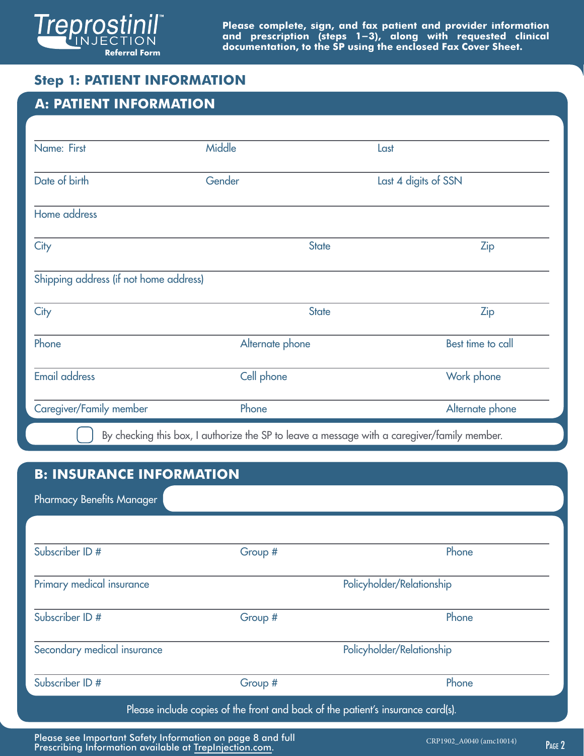**Treprostinil™ INJECTION Referral Form**

**Please complete, sign, and fax patient and provider information and prescription (steps 1–3), along with requested clinical documentation, to the SP using the enclosed Fax Cover Sheet.**

## Step 1: PATIENT INFORMATION

### A: PATIENT INFORMATION

| | | |
|---|---|---|
| Name: First | Middle | Last |
| Date of birth | Gender | Last 4 digits of SSN |
| Home address | | |
| City | State | Zip |
| Shipping address (if not home address) | | |
| City | State | Zip |
| Phone | Alternate phone | Best time to call |
| Email address | Cell phone | Work phone |
| Caregiver/Family member | Phone | Alternate phone |

☐ By checking this box, I authorize the SP to leave a message with a caregiver/family member.

### B: INSURANCE INFORMATION

Pharmacy Benefits Manager

| | | |
|---|---|---|
| Subscriber ID # | Group # | Phone |
| Primary medical insurance | Policyholder/Relationship | |
| Subscriber ID # | Group # | Phone |
| Secondary medical insurance | Policyholder/Relationship | |
| Subscriber ID # | Group # | Phone |

Please include copies of the front and back of the patient's insurance card(s).

Please see Important Safety Information on page 8 and full Prescribing Information available at TrepInjection.com.

CRP1902_A0040 (amc10014)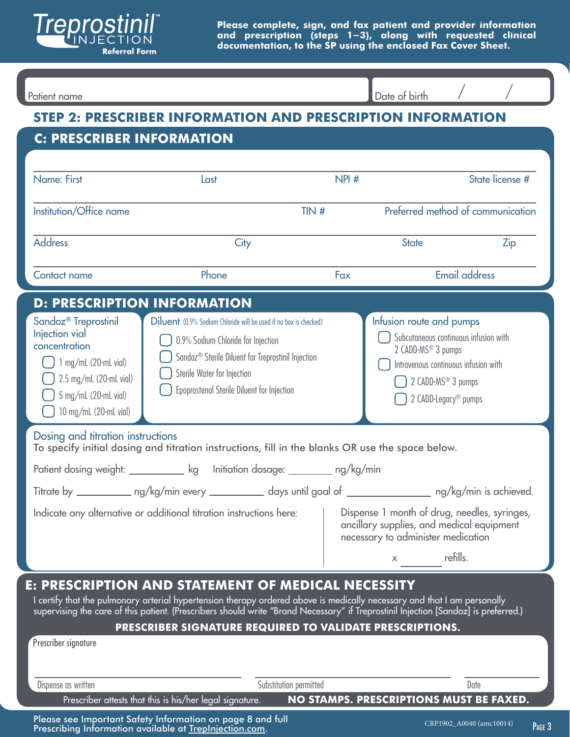Treprostinil™ INJECTION **Referral Form**

**Please complete, sign, and fax patient and provider information and prescription (steps 1–3), along with requested clinical documentation, to the SP using the enclosed Fax Cover Sheet.**

Patient name ______________________ Date of birth ___ / ___ / ___

## STEP 2: PRESCRIBER INFORMATION AND PRESCRIPTION INFORMATION

### C: PRESCRIBER INFORMATION

Name: First ______ Last ______ NPI # ______ State license # ______

Institution/Office name ______ TIN # ______ Preferred method of communication ______

Address ______ City ______ State ______ Zip ______

Contact name ______ Phone ______ Fax ______ Email address ______

### D: PRESCRIPTION INFORMATION

**Sandoz® Treprostinil Injection vial concentration**

- ☐ 1 mg/mL (20-mL vial)
- ☐ 2.5 mg/mL (20-mL vial)
- ☐ 5 mg/mL (20-mL vial)
- ☐ 10 mg/mL (20-mL vial)

**Diluent** (0.9% Sodium Chloride will be used if no box is checked)

- ☐ 0.9% Sodium Chloride for Injection
- ☐ Sandoz® Sterile Diluent for Treprostinil Injection
- ☐ Sterile Water for Injection
- ☐ Epoprostenol Sterile Diluent for Injection

**Infusion route and pumps**

- ☐ Subcutaneous continuous infusion with 2 CADD-MS® 3 pumps
- ☐ Intravenous continuous infusion with
  - ☐ 2 CADD-MS® 3 pumps
  - ☐ 2 CADD-Legacy® pumps

**Dosing and titration instructions**

To specify initial dosing and titration instructions, fill in the blanks OR use the space below.

Patient dosing weight: __________ kg Initiation dosage: ________ ng/kg/min

Titrate by __________ ng/kg/min every __________ days until goal of ______________ ng/kg/min is achieved.

Indicate any alternative or additional titration instructions here:

Dispense 1 month of drug, needles, syringes, ancillary supplies, and medical equipment necessary to administer medication

x ________ refills.

### E: PRESCRIPTION AND STATEMENT OF MEDICAL NECESSITY

I certify that the pulmonary arterial hypertension therapy ordered above is medically necessary and that I am personally supervising the care of this patient. (Prescribers should write "Brand Necessary" if Treprostinil Injection [Sandoz] is preferred.)

**PRESCRIBER SIGNATURE REQUIRED TO VALIDATE PRESCRIPTIONS.**

Prescriber signature

______________________ Dispense as written ______________________ Substitution permitted ____________ Date

Prescriber attests that this is his/her legal signature. **NO STAMPS. PRESCRIPTIONS MUST BE FAXED.**

Please see Important Safety Information on page 8 and full Prescribing Information available at TrepInjection.com.

CRP1902_A0040 (amc10014)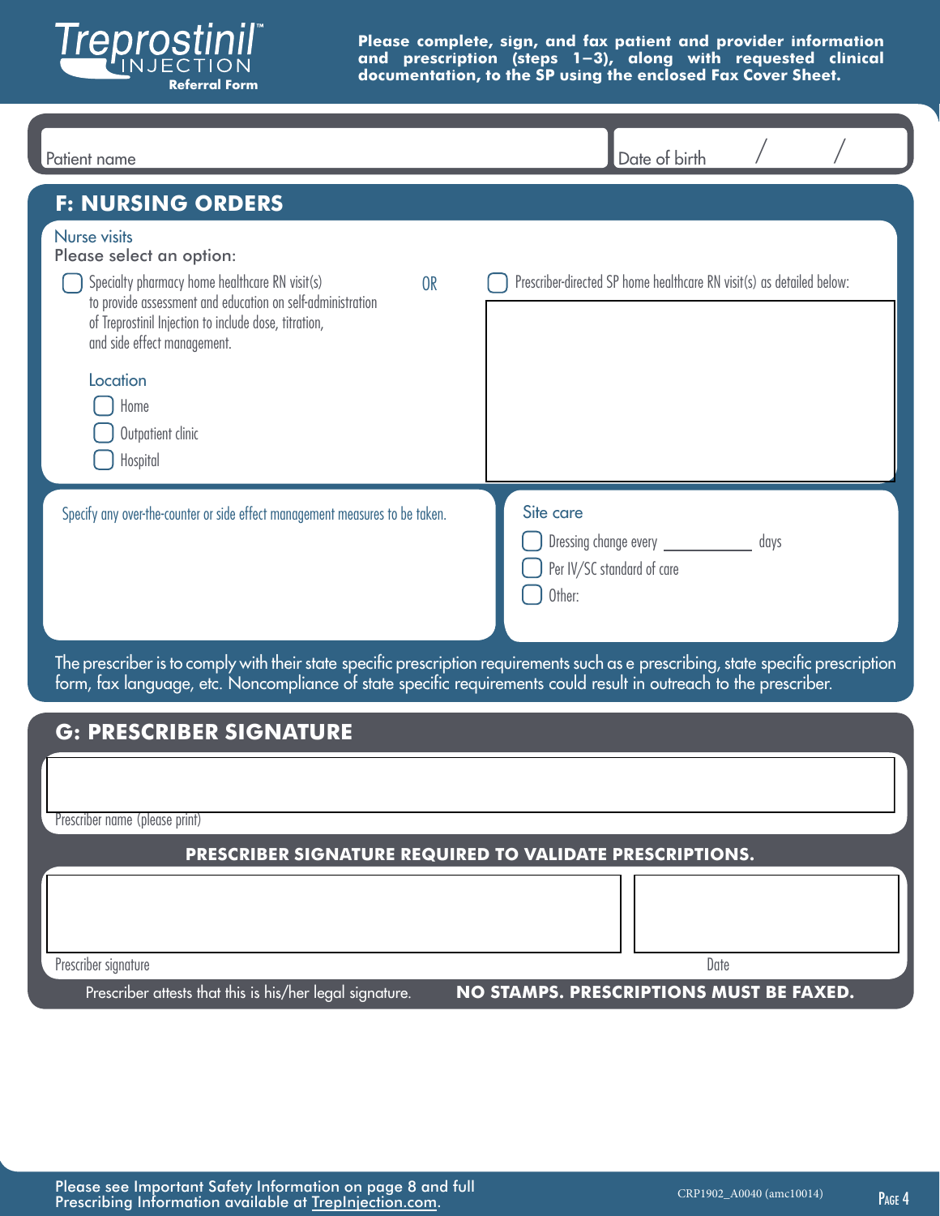**Treprostinil™ INJECTION Referral Form**

**Please complete, sign, and fax patient and provider information and prescription (steps 1–3), along with requested clinical documentation, to the SP using the enclosed Fax Cover Sheet.**

Patient name

Date of birth / /

## F: NURSING ORDERS

Nurse visits

Please select an option:

- ☐ Specialty pharmacy home healthcare RN visit(s) to provide assessment and education on self-administration of Treprostinil Injection to include dose, titration, and side effect management.

  Location
  - ☐ Home
  - ☐ Outpatient clinic
  - ☐ Hospital

OR

- ☐ Prescriber-directed SP home healthcare RN visit(s) as detailed below:

Specify any over-the-counter or side effect management measures to be taken.

Site care

- ☐ Dressing change every ___________ days
- ☐ Per IV/SC standard of care
- ☐ Other:

The prescriber is to comply with their state specific prescription requirements such as e prescribing, state specific prescription form, fax language, etc. Noncompliance of state specific requirements could result in outreach to the prescriber.

## G: PRESCRIBER SIGNATURE

Prescriber name (please print)

**PRESCRIBER SIGNATURE REQUIRED TO VALIDATE PRESCRIPTIONS.**

Prescriber signature

Date

Prescriber attests that this is his/her legal signature. **NO STAMPS. PRESCRIPTIONS MUST BE FAXED.**

Please see Important Safety Information on page 8 and full Prescribing Information available at TrepInjection.com.

CRP1902_A0040 (amc10014)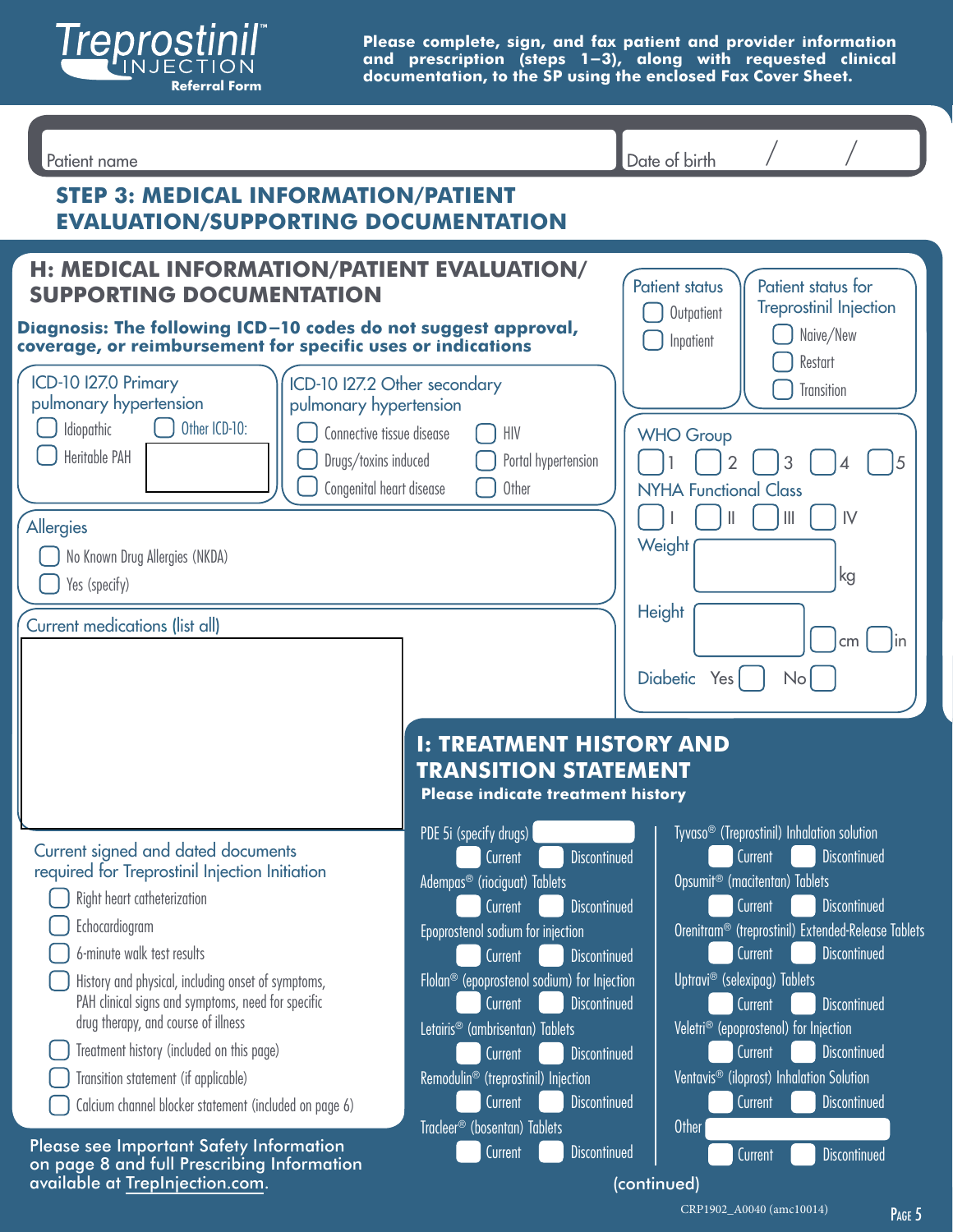**Treprostinil™ INJECTION Referral Form**

**Please complete, sign, and fax patient and provider information and prescription (steps 1–3), along with requested clinical documentation, to the SP using the enclosed Fax Cover Sheet.**

Patient name ______ Date of birth ___ / ___ / ___

## STEP 3: MEDICAL INFORMATION/PATIENT EVALUATION/SUPPORTING DOCUMENTATION

### H: MEDICAL INFORMATION/PATIENT EVALUATION/ SUPPORTING DOCUMENTATION

**Diagnosis: The following ICD–10 codes do not suggest approval, coverage, or reimbursement for specific uses or indications**

ICD-10 I27.0 Primary pulmonary hypertension
- ☐ Idiopathic
- ☐ Heritable PAH
- ☐ Other ICD-10: ______

ICD-10 I27.2 Other secondary pulmonary hypertension
- ☐ Connective tissue disease
- ☐ Drugs/toxins induced
- ☐ Congenital heart disease
- ☐ HIV
- ☐ Portal hypertension
- ☐ Other

Patient status
- ☐ Outpatient
- ☐ Inpatient

Patient status for Treprostinil Injection
- ☐ Naive/New
- ☐ Restart
- ☐ Transition

WHO Group ☐ 1 ☐ 2 ☐ 3 ☐ 4 ☐ 5

NYHA Functional Class ☐ I ☐ II ☐ III ☐ IV

Weight ______ kg

Height ______ ☐ cm ☐ in

Diabetic Yes ☐ No ☐

Allergies
- ☐ No Known Drug Allergies (NKDA)
- ☐ Yes (specify)

Current medications (list all)

______

Current signed and dated documents required for Treprostinil Injection Initiation
- ☐ Right heart catheterization
- ☐ Echocardiogram
- ☐ 6-minute walk test results
- ☐ History and physical, including onset of symptoms, PAH clinical signs and symptoms, need for specific drug therapy, and course of illness
- ☐ Treatment history (included on this page)
- ☐ Transition statement (if applicable)
- ☐ Calcium channel blocker statement (included on page 6)

Please see Important Safety Information on page 8 and full Prescribing Information available at TrepInjection.com.

### I: TREATMENT HISTORY AND TRANSITION STATEMENT

**Please indicate treatment history**

| Treatment | Current | Discontinued |
|---|---|---|
| PDE 5i (specify drugs) ______ | ☐ | ☐ |
| Adempas® (riociguat) Tablets | ☐ | ☐ |
| Epoprostenol sodium for injection | ☐ | ☐ |
| Flolan® (epoprostenol sodium) for Injection | ☐ | ☐ |
| Letairis® (ambrisentan) Tablets | ☐ | ☐ |
| Remodulin® (treprostinil) Injection | ☐ | ☐ |
| Tracleer® (bosentan) Tablets | ☐ | ☐ |
| Tyvaso® (Treprostinil) Inhalation solution | ☐ | ☐ |
| Opsumit® (macitentan) Tablets | ☐ | ☐ |
| Orenitram® (treprostinil) Extended-Release Tablets | ☐ | ☐ |
| Uptravi® (selexipag) Tablets | ☐ | ☐ |
| Veletri® (epoprostenol) for Injection | ☐ | ☐ |
| Ventavis® (iloprost) Inhalation Solution | ☐ | ☐ |
| Other ______ | ☐ | ☐ |

(continued)

CRP1902_A0040 (amc10014)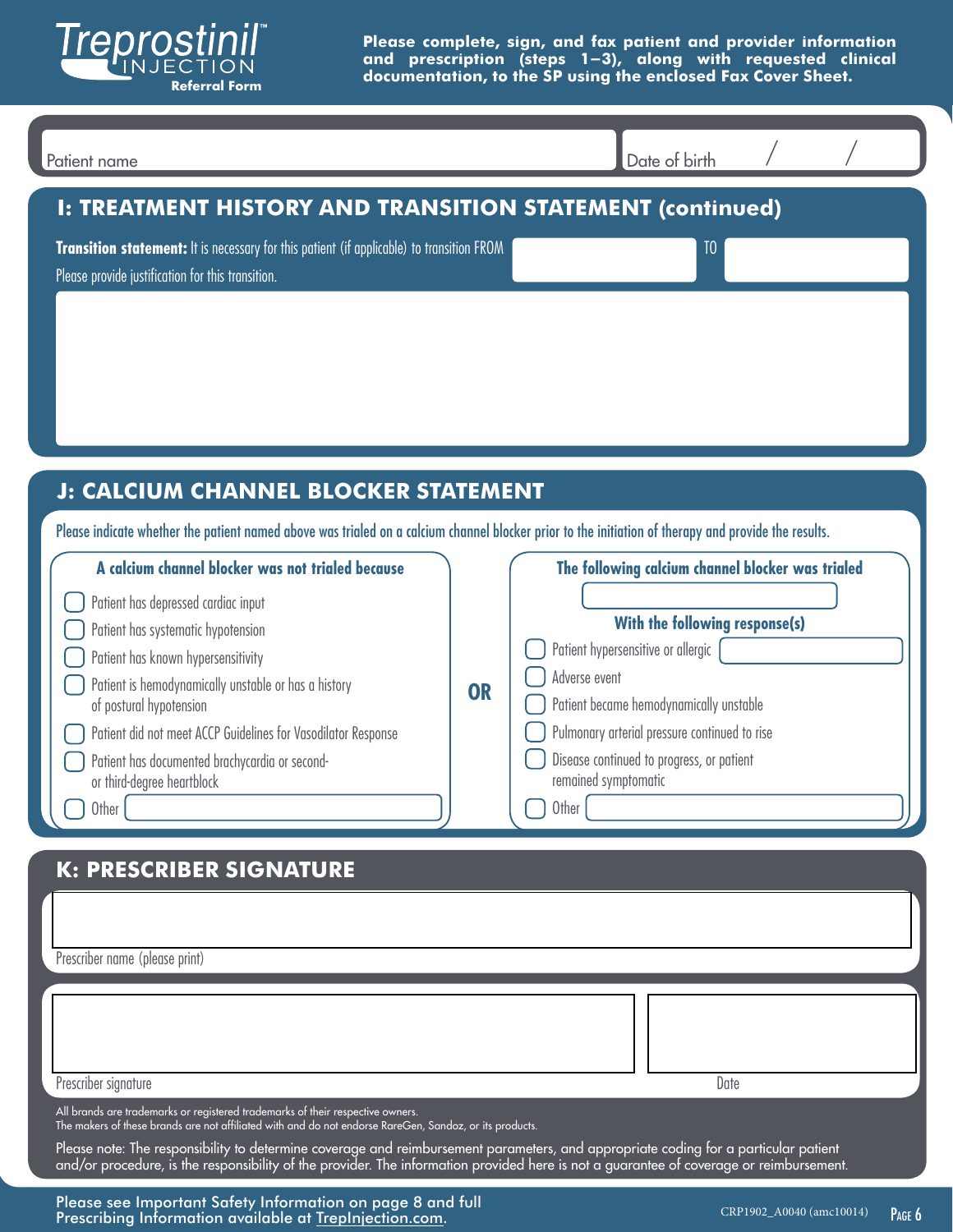# Treprostinil™ INJECTION
**Referral Form**

**Please complete, sign, and fax patient and provider information and prescription (steps 1–3), along with requested clinical documentation, to the SP using the enclosed Fax Cover Sheet.**

Patient name

Date of birth / /

## I: TREATMENT HISTORY AND TRANSITION STATEMENT (continued)

**Transition statement:** It is necessary for this patient (if applicable) to transition FROM ______ TO ______

Please provide justification for this transition.

## J: CALCIUM CHANNEL BLOCKER STATEMENT

Please indicate whether the patient named above was trialed on a calcium channel blocker prior to the initiation of therapy and provide the results.

**A calcium channel blocker was not trialed because**

- ☐ Patient has depressed cardiac input
- ☐ Patient has systematic hypotension
- ☐ Patient has known hypersensitivity
- ☐ Patient is hemodynamically unstable or has a history of postural hypotension
- ☐ Patient did not meet ACCP Guidelines for Vasodilator Response
- ☐ Patient has documented brachycardia or second- or third-degree heartblock
- ☐ Other ______

**OR**

**The following calcium channel blocker was trialed**

______

**With the following response(s)**

- ☐ Patient hypersensitive or allergic ______
- ☐ Adverse event
- ☐ Patient became hemodynamically unstable
- ☐ Pulmonary arterial pressure continued to rise
- ☐ Disease continued to progress, or patient remained symptomatic
- ☐ Other ______

## K: PRESCRIBER SIGNATURE

Prescriber name (please print)

Prescriber signature

Date

All brands are trademarks or registered trademarks of their respective owners.
The makers of these brands are not affiliated with and do not endorse RareGen, Sandoz, or its products.

Please note: The responsibility to determine coverage and reimbursement parameters, and appropriate coding for a particular patient and/or procedure, is the responsibility of the provider. The information provided here is not a guarantee of coverage or reimbursement.

Please see Important Safety Information on page 8 and full Prescribing Information available at TrepInjection.com.

CRP1902_A0040 (amc10014)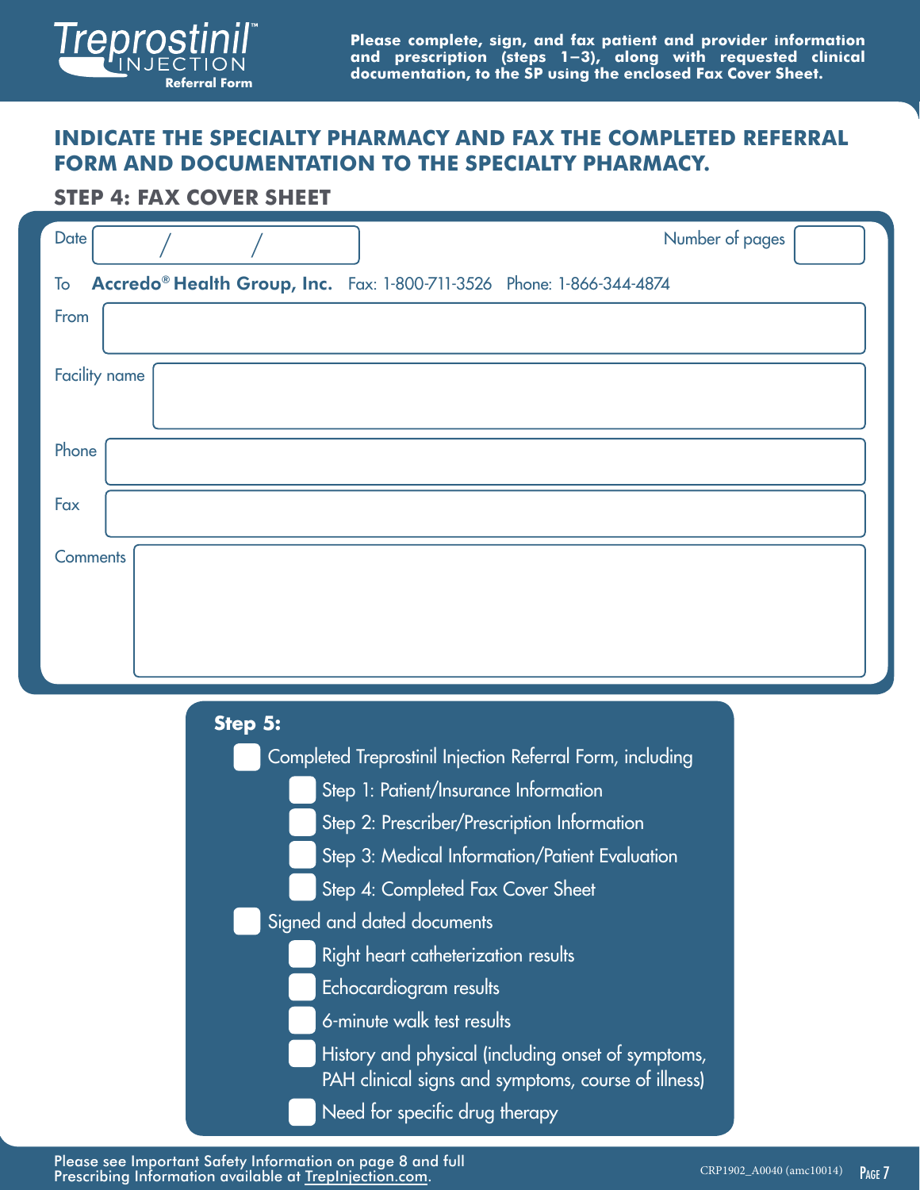Treprostinil™ INJECTION
Referral Form

**Please complete, sign, and fax patient and provider information and prescription (steps 1–3), along with requested clinical documentation, to the SP using the enclosed Fax Cover Sheet.**

## INDICATE THE SPECIALTY PHARMACY AND FAX THE COMPLETED REFERRAL FORM AND DOCUMENTATION TO THE SPECIALTY PHARMACY.

### STEP 4: FAX COVER SHEET

Date ____ / ____ / ____ Number of pages ____

To **Accredo® Health Group, Inc.** Fax: 1-800-711-3526 Phone: 1-866-344-4874

From ____________________

Facility name ____________________

Phone ____________________

Fax ____________________

Comments ____________________

**Step 5:**

- ☐ Completed Treprostinil Injection Referral Form, including
  - ☐ Step 1: Patient/Insurance Information
  - ☐ Step 2: Prescriber/Prescription Information
  - ☐ Step 3: Medical Information/Patient Evaluation
  - ☐ Step 4: Completed Fax Cover Sheet
- ☐ Signed and dated documents
  - ☐ Right heart catheterization results
  - ☐ Echocardiogram results
  - ☐ 6-minute walk test results
  - ☐ History and physical (including onset of symptoms, PAH clinical signs and symptoms, course of illness)
  - ☐ Need for specific drug therapy

Please see Important Safety Information on page 8 and full Prescribing Information available at TrepInjection.com.

CRP1902_A0040 (amc10014)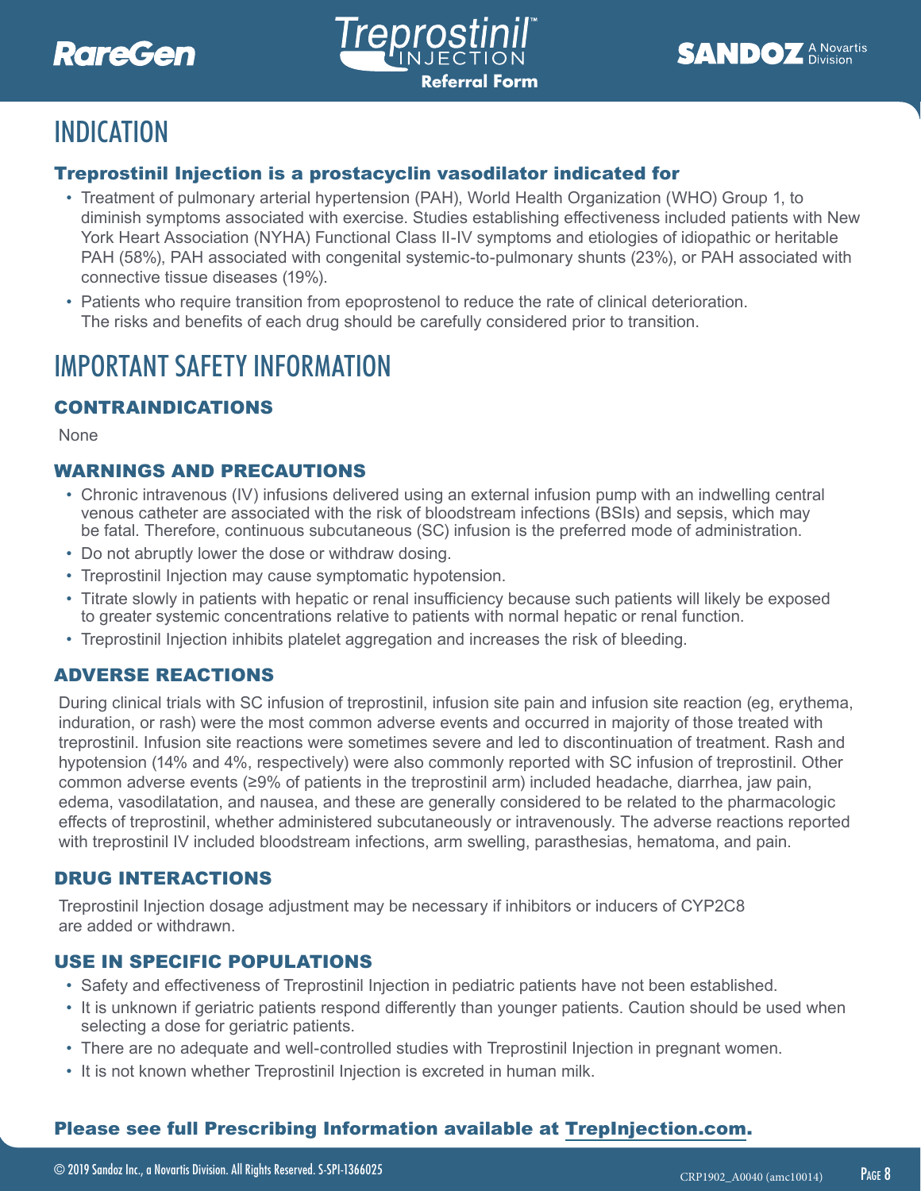# INDICATION

### Treprostinil Injection is a prostacyclin vasodilator indicated for

- Treatment of pulmonary arterial hypertension (PAH), World Health Organization (WHO) Group 1, to diminish symptoms associated with exercise. Studies establishing effectiveness included patients with New York Heart Association (NYHA) Functional Class II-IV symptoms and etiologies of idiopathic or heritable PAH (58%), PAH associated with congenital systemic-to-pulmonary shunts (23%), or PAH associated with connective tissue diseases (19%).
- Patients who require transition from epoprostenol to reduce the rate of clinical deterioration. The risks and benefits of each drug should be carefully considered prior to transition.

# IMPORTANT SAFETY INFORMATION

## CONTRAINDICATIONS

None

## WARNINGS AND PRECAUTIONS

- Chronic intravenous (IV) infusions delivered using an external infusion pump with an indwelling central venous catheter are associated with the risk of bloodstream infections (BSIs) and sepsis, which may be fatal. Therefore, continuous subcutaneous (SC) infusion is the preferred mode of administration.
- Do not abruptly lower the dose or withdraw dosing.
- Treprostinil Injection may cause symptomatic hypotension.
- Titrate slowly in patients with hepatic or renal insufficiency because such patients will likely be exposed to greater systemic concentrations relative to patients with normal hepatic or renal function.
- Treprostinil Injection inhibits platelet aggregation and increases the risk of bleeding.

## ADVERSE REACTIONS

During clinical trials with SC infusion of treprostinil, infusion site pain and infusion site reaction (eg, erythema, induration, or rash) were the most common adverse events and occurred in majority of those treated with treprostinil. Infusion site reactions were sometimes severe and led to discontinuation of treatment. Rash and hypotension (14% and 4%, respectively) were also commonly reported with SC infusion of treprostinil. Other common adverse events (≥9% of patients in the treprostinil arm) included headache, diarrhea, jaw pain, edema, vasodilatation, and nausea, and these are generally considered to be related to the pharmacologic effects of treprostinil, whether administered subcutaneously or intravenously. The adverse reactions reported with treprostinil IV included bloodstream infections, arm swelling, parasthesias, hematoma, and pain.

## DRUG INTERACTIONS

Treprostinil Injection dosage adjustment may be necessary if inhibitors or inducers of CYP2C8 are added or withdrawn.

## USE IN SPECIFIC POPULATIONS

- Safety and effectiveness of Treprostinil Injection in pediatric patients have not been established.
- It is unknown if geriatric patients respond differently than younger patients. Caution should be used when selecting a dose for geriatric patients.
- There are no adequate and well-controlled studies with Treprostinil Injection in pregnant women.
- It is not known whether Treprostinil Injection is excreted in human milk.

**Please see full Prescribing Information available at TrepInjection.com.**

© 2019 Sandoz Inc., a Novartis Division. All Rights Reserved. S-SPI-1366025

CRP1902_A0040 (amc10014)